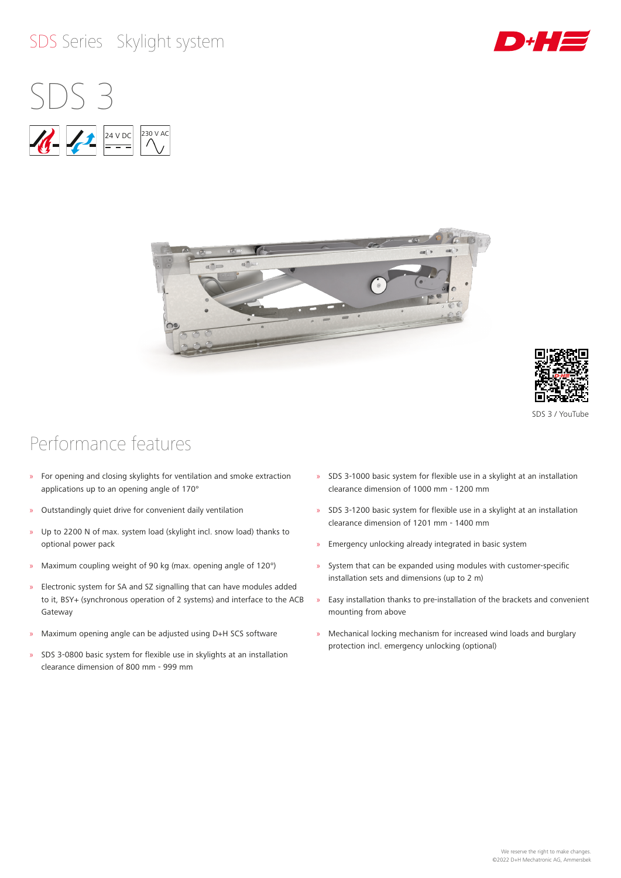SDS Series Skylight system

# SDS 3

24 V DC

230 V AC

SDS 3 / YouTube

## Performance features

- For opening and closing skylights for ventilation and smoke extraction applications up to an opening angle of 170°
- Outstandingly quiet drive for convenient daily ventilation
- Up to 2200 N of max. system load (skylight incl. snow load) thanks to optional power pack
- Maximum coupling weight of 90 kg (max. opening angle of 120°)
- Electronic system for SA and SZ signalling that can have modules added to it, BSY+ (synchronous operation of 2 systems) and interface to the ACB Gateway
- Maximum opening angle can be adjusted using D+H SCS software
- SDS 3-0800 basic system for flexible use in skylights at an installation clearance dimension of 800 mm - 999 mm
- SDS 3-1000 basic system for flexible use in a skylight at an installation clearance dimension of 1000 mm - 1200 mm
- SDS 3-1200 basic system for flexible use in a skylight at an installation clearance dimension of 1201 mm - 1400 mm
- Emergency unlocking already integrated in basic system
- System that can be expanded using modules with customer-specific installation sets and dimensions (up to 2 m)
- Easy installation thanks to pre-installation of the brackets and convenient mounting from above
- Mechanical locking mechanism for increased wind loads and burglary protection incl. emergency unlocking (optional)

We reserve the right to make changes.
©2022 D+H Mechatronic AG, Ammersbek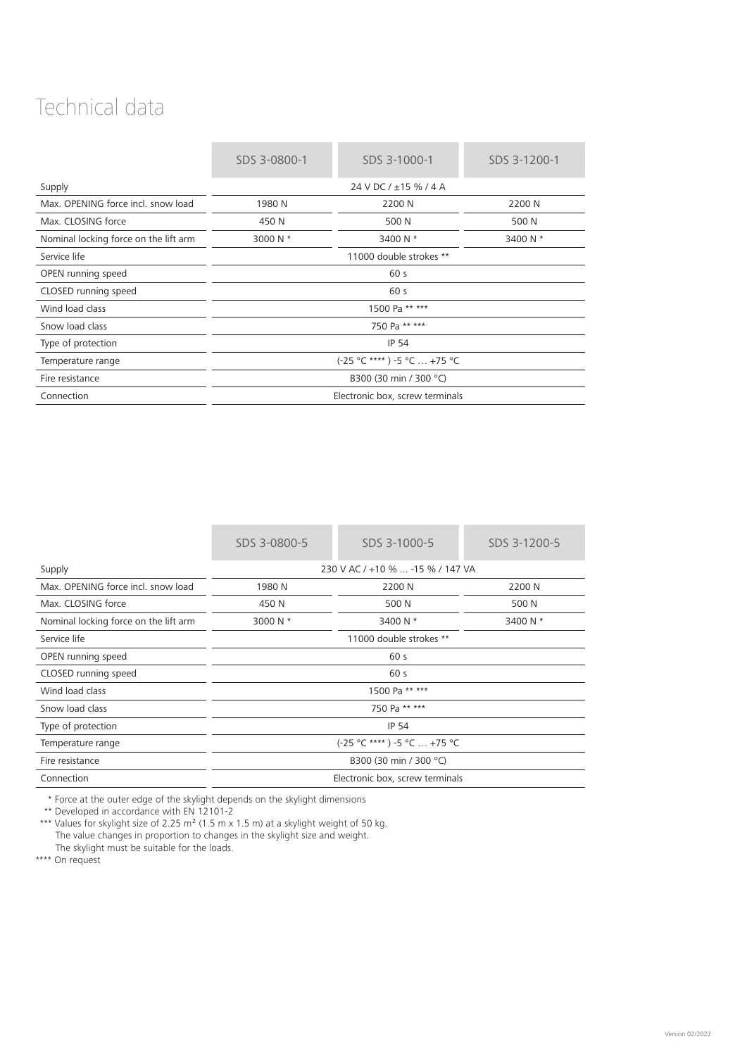# Technical data

| | SDS 3-0800-1 | SDS 3-1000-1 | SDS 3-1200-1 |
|---|---|---|---|
| Supply | | 24 V DC / ±15 % / 4 A | |
| Max. OPENING force incl. snow load | 1980 N | 2200 N | 2200 N |
| Max. CLOSING force | 450 N | 500 N | 500 N |
| Nominal locking force on the lift arm | 3000 N * | 3400 N * | 3400 N * |
| Service life | | 11000 double strokes ** | |
| OPEN running speed | | 60 s | |
| CLOSED running speed | | 60 s | |
| Wind load class | | 1500 Pa ** *** | |
| Snow load class | | 750 Pa ** *** | |
| Type of protection | | IP 54 | |
| Temperature range | | (-25 °C **** ) -5 °C … +75 °C | |
| Fire resistance | | B300 (30 min / 300 °C) | |
| Connection | | Electronic box, screw terminals | |

| | SDS 3-0800-5 | SDS 3-1000-5 | SDS 3-1200-5 |
|---|---|---|---|
| Supply | | 230 V AC / +10 % ... -15 % / 147 VA | |
| Max. OPENING force incl. snow load | 1980 N | 2200 N | 2200 N |
| Max. CLOSING force | 450 N | 500 N | 500 N |
| Nominal locking force on the lift arm | 3000 N * | 3400 N * | 3400 N * |
| Service life | | 11000 double strokes ** | |
| OPEN running speed | | 60 s | |
| CLOSED running speed | | 60 s | |
| Wind load class | | 1500 Pa ** *** | |
| Snow load class | | 750 Pa ** *** | |
| Type of protection | | IP 54 | |
| Temperature range | | (-25 °C **** ) -5 °C … +75 °C | |
| Fire resistance | | B300 (30 min / 300 °C) | |
| Connection | | Electronic box, screw terminals | |

\* Force at the outer edge of the skylight depends on the skylight dimensions

\** Developed in accordance with EN 12101-2

\*** Values for skylight size of 2.25 m² (1.5 m x 1.5 m) at a skylight weight of 50 kg. The value changes in proportion to changes in the skylight size and weight. The skylight must be suitable for the loads.

\**** On request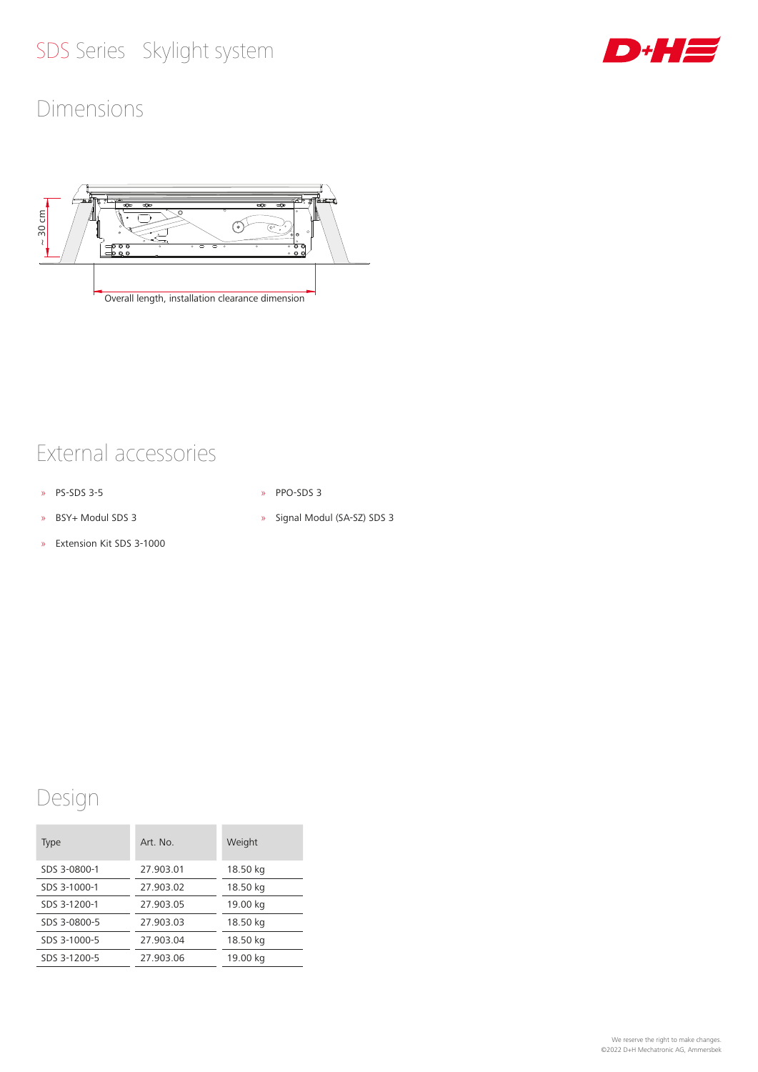# SDS Series Skylight system

## Dimensions

~ 30 cm

Overall length, installation clearance dimension

## External accessories

- PS-SDS 3-5
- BSY+ Modul SDS 3
- Extension Kit SDS 3-1000
- PPO-SDS 3
- Signal Modul (SA-SZ) SDS 3

## Design

| Type | Art. No. | Weight |
|---|---|---|
| SDS 3-0800-1 | 27.903.01 | 18.50 kg |
| SDS 3-1000-1 | 27.903.02 | 18.50 kg |
| SDS 3-1200-1 | 27.903.05 | 19.00 kg |
| SDS 3-0800-5 | 27.903.03 | 18.50 kg |
| SDS 3-1000-5 | 27.903.04 | 18.50 kg |
| SDS 3-1200-5 | 27.903.06 | 19.00 kg |

We reserve the right to make changes.
©2022 D+H Mechatronic AG, Ammersbek